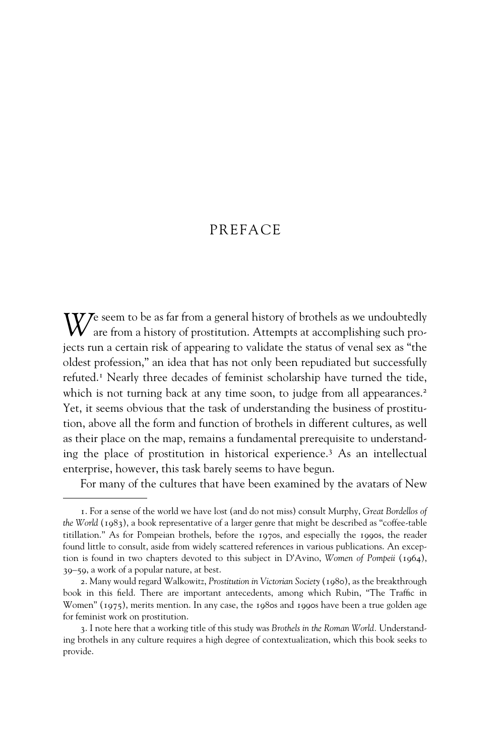# PREFACE

We seem to be as far from a general history of brothels as we undoubtedly are from a history of prostitution. Attempts at accomplishing such projects run a certain risk of appearing to validate the status of venal sex as "the oldest profession," an idea that has not only been repudiated but successfully refuted.[1] Nearly three decades of feminist scholarship have turned the tide, which is not turning back at any time soon, to judge from all appearances.[2] Yet, it seems obvious that the task of understanding the business of prostitution, above all the form and function of brothels in different cultures, as well as their place on the map, remains a fundamental prerequisite to understanding the place of prostitution in historical experience.[3] As an intellectual enterprise, however, this task barely seems to have begun.

For many of the cultures that have been examined by the avatars of New

---

1. For a sense of the world we have lost (and do not miss) consult Murphy, *Great Bordellos of the World* (1983), a book representative of a larger genre that might be described as "coffee-table titillation." As for Pompeian brothels, before the 1970s, and especially the 1990s, the reader found little to consult, aside from widely scattered references in various publications. An exception is found in two chapters devoted to this subject in D'Avino, *Women of Pompeii* (1964), 39–59, a work of a popular nature, at best.

2. Many would regard Walkowitz, *Prostitution in Victorian Society* (1980), as the breakthrough book in this field. There are important antecedents, among which Rubin, "The Traffic in Women" (1975), merits mention. In any case, the 1980s and 1990s have been a true golden age for feminist work on prostitution.

3. I note here that a working title of this study was *Brothels in the Roman World*. Understanding brothels in any culture requires a high degree of contextualization, which this book seeks to provide.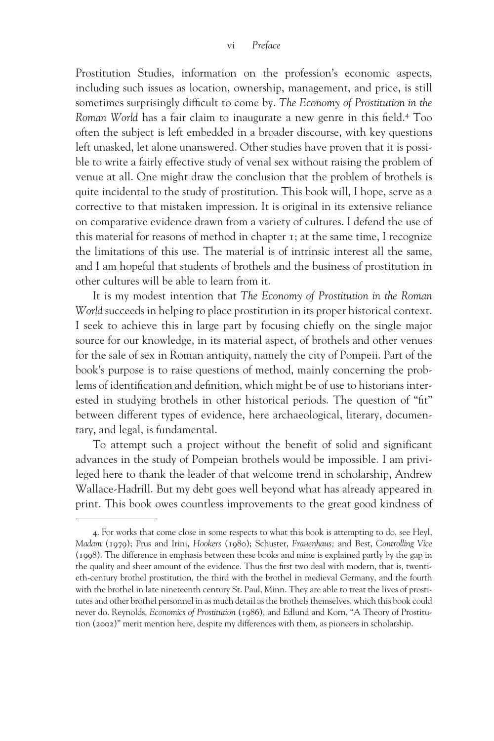Prostitution Studies, information on the profession's economic aspects, including such issues as location, ownership, management, and price, is still sometimes surprisingly difficult to come by. *The Economy of Prostitution in the Roman World* has a fair claim to inaugurate a new genre in this field.[4] Too often the subject is left embedded in a broader discourse, with key questions left unasked, let alone unanswered. Other studies have proven that it is possible to write a fairly effective study of venal sex without raising the problem of venue at all. One might draw the conclusion that the problem of brothels is quite incidental to the study of prostitution. This book will, I hope, serve as a corrective to that mistaken impression. It is original in its extensive reliance on comparative evidence drawn from a variety of cultures. I defend the use of this material for reasons of method in chapter 1; at the same time, I recognize the limitations of this use. The material is of intrinsic interest all the same, and I am hopeful that students of brothels and the business of prostitution in other cultures will be able to learn from it.

It is my modest intention that *The Economy of Prostitution in the Roman World* succeeds in helping to place prostitution in its proper historical context. I seek to achieve this in large part by focusing chiefly on the single major source for our knowledge, in its material aspect, of brothels and other venues for the sale of sex in Roman antiquity, namely the city of Pompeii. Part of the book's purpose is to raise questions of method, mainly concerning the problems of identification and definition, which might be of use to historians interested in studying brothels in other historical periods. The question of "fit" between different types of evidence, here archaeological, literary, documentary, and legal, is fundamental.

To attempt such a project without the benefit of solid and significant advances in the study of Pompeian brothels would be impossible. I am privileged here to thank the leader of that welcome trend in scholarship, Andrew Wallace-Hadrill. But my debt goes well beyond what has already appeared in print. This book owes countless improvements to the great good kindness of

---

4. For works that come close in some respects to what this book is attempting to do, see Heyl, *Madam* (1979); Prus and Irini, *Hookers* (1980); Schuster, *Frauenhaus;* and Best, *Controlling Vice* (1998). The difference in emphasis between these books and mine is explained partly by the gap in the quality and sheer amount of the evidence. Thus the first two deal with modern, that is, twentieth-century brothel prostitution, the third with the brothel in medieval Germany, and the fourth with the brothel in late nineteenth century St. Paul, Minn. They are able to treat the lives of prostitutes and other brothel personnel in as much detail as the brothels themselves, which this book could never do. Reynolds, *Economics of Prostitution* (1986), and Edlund and Korn, "A Theory of Prostitution (2002)" merit mention here, despite my differences with them, as pioneers in scholarship.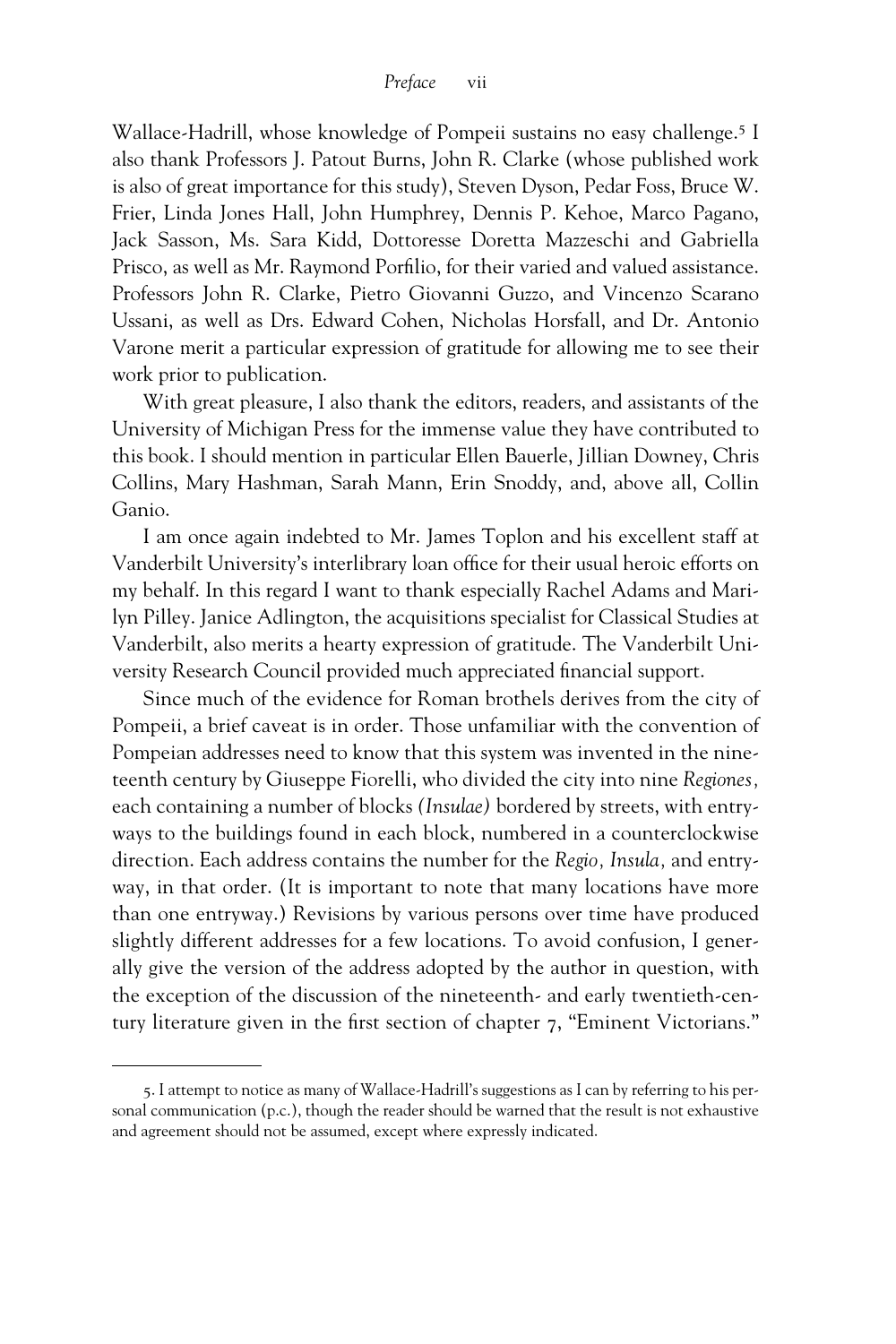Wallace-Hadrill, whose knowledge of Pompeii sustains no easy challenge.[5] I also thank Professors J. Patout Burns, John R. Clarke (whose published work is also of great importance for this study), Steven Dyson, Pedar Foss, Bruce W. Frier, Linda Jones Hall, John Humphrey, Dennis P. Kehoe, Marco Pagano, Jack Sasson, Ms. Sara Kidd, Dottoresse Doretta Mazzeschi and Gabriella Prisco, as well as Mr. Raymond Porfilio, for their varied and valued assistance. Professors John R. Clarke, Pietro Giovanni Guzzo, and Vincenzo Scarano Ussani, as well as Drs. Edward Cohen, Nicholas Horsfall, and Dr. Antonio Varone merit a particular expression of gratitude for allowing me to see their work prior to publication.

With great pleasure, I also thank the editors, readers, and assistants of the University of Michigan Press for the immense value they have contributed to this book. I should mention in particular Ellen Bauerle, Jillian Downey, Chris Collins, Mary Hashman, Sarah Mann, Erin Snoddy, and, above all, Collin Ganio.

I am once again indebted to Mr. James Toplon and his excellent staff at Vanderbilt University's interlibrary loan office for their usual heroic efforts on my behalf. In this regard I want to thank especially Rachel Adams and Marilyn Pilley. Janice Adlington, the acquisitions specialist for Classical Studies at Vanderbilt, also merits a hearty expression of gratitude. The Vanderbilt University Research Council provided much appreciated financial support.

Since much of the evidence for Roman brothels derives from the city of Pompeii, a brief caveat is in order. Those unfamiliar with the convention of Pompeian addresses need to know that this system was invented in the nineteenth century by Giuseppe Fiorelli, who divided the city into nine *Regiones,* each containing a number of blocks *(Insulae)* bordered by streets, with entryways to the buildings found in each block, numbered in a counterclockwise direction. Each address contains the number for the *Regio, Insula,* and entryway, in that order. (It is important to note that many locations have more than one entryway.) Revisions by various persons over time have produced slightly different addresses for a few locations. To avoid confusion, I generally give the version of the address adopted by the author in question, with the exception of the discussion of the nineteenth- and early twentieth-century literature given in the first section of chapter 7, "Eminent Victorians."

---

5. I attempt to notice as many of Wallace-Hadrill's suggestions as I can by referring to his personal communication (p.c.), though the reader should be warned that the result is not exhaustive and agreement should not be assumed, except where expressly indicated.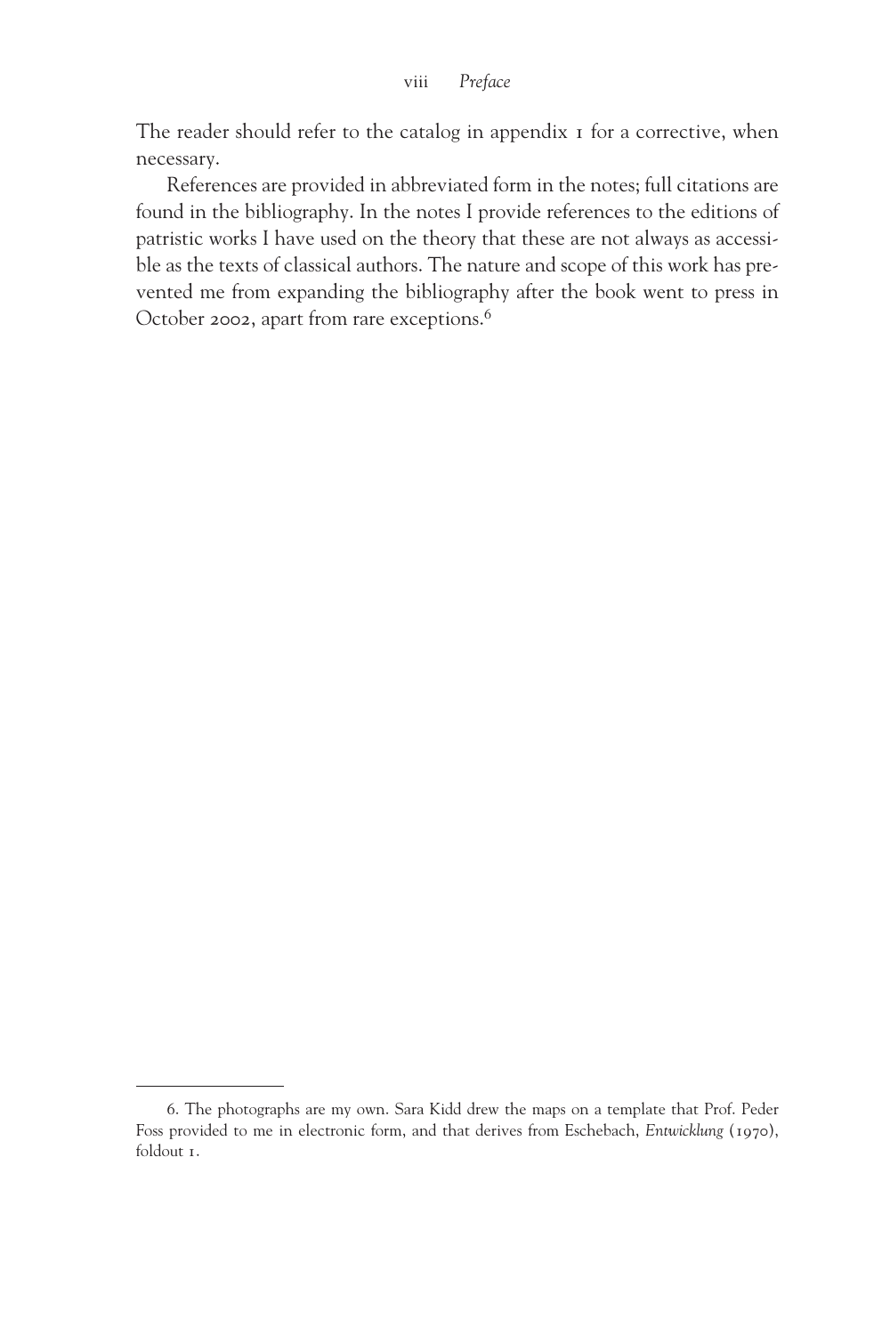The reader should refer to the catalog in appendix 1 for a corrective, when necessary.

References are provided in abbreviated form in the notes; full citations are found in the bibliography. In the notes I provide references to the editions of patristic works I have used on the theory that these are not always as accessible as the texts of classical authors. The nature and scope of this work has prevented me from expanding the bibliography after the book went to press in October 2002, apart from rare exceptions.[6]

---

6. The photographs are my own. Sara Kidd drew the maps on a template that Prof. Peder Foss provided to me in electronic form, and that derives from Eschebach, *Entwicklung* (1970), foldout 1.